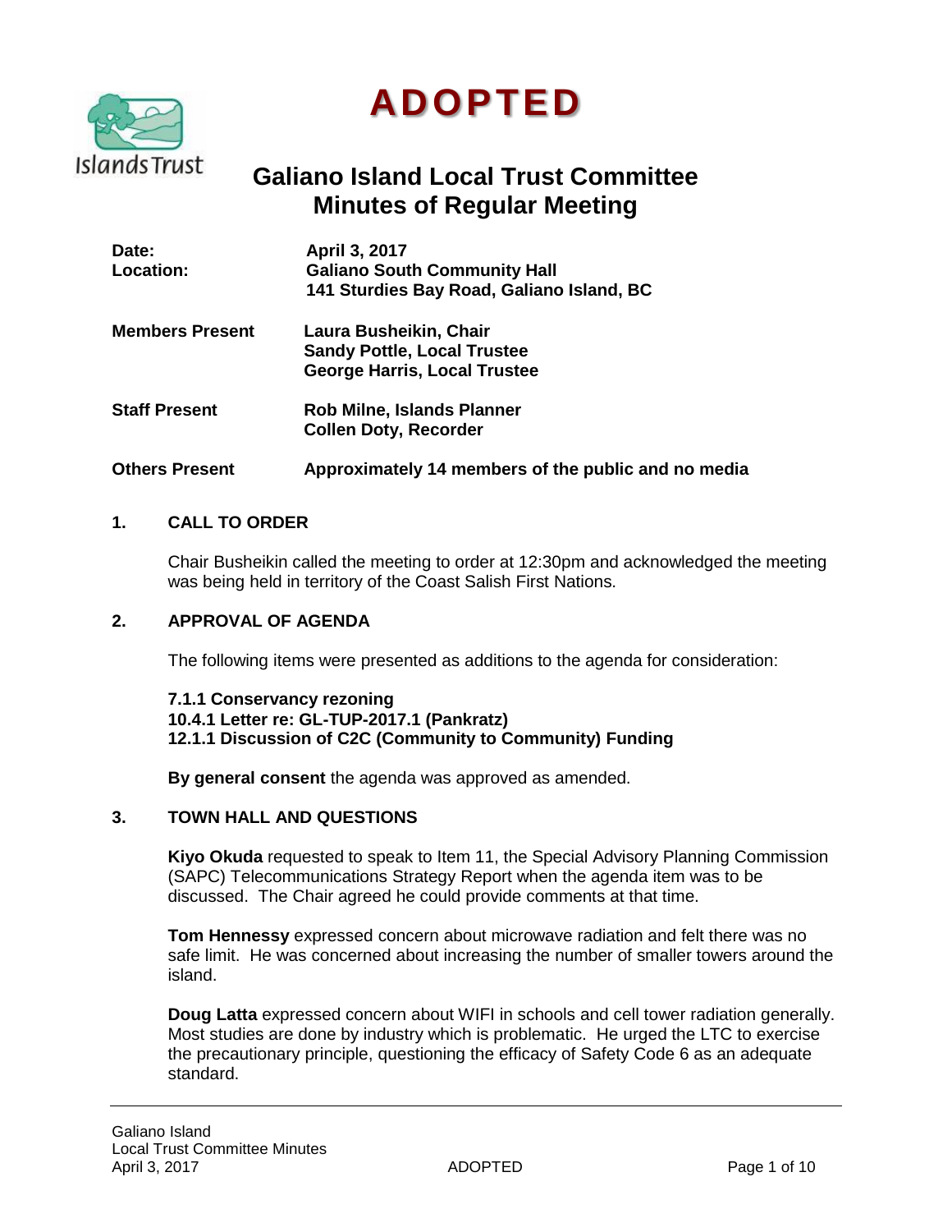# ADOPTED

## Galiano Island Local Trust Committee Minutes of Regular Meeting

**Date:** April 3, 2017
**Location:** Galiano South Community Hall
141 Sturdies Bay Road, Galiano Island, BC

**Members Present**
Laura Busheikin, Chair
Sandy Pottle, Local Trustee
George Harris, Local Trustee

**Staff Present**
Rob Milne, Islands Planner
Collen Doty, Recorder

**Others Present**
Approximately 14 members of the public and no media

### 1. CALL TO ORDER

Chair Busheikin called the meeting to order at 12:30pm and acknowledged the meeting was being held in territory of the Coast Salish First Nations.

### 2. APPROVAL OF AGENDA

The following items were presented as additions to the agenda for consideration:

**7.1.1 Conservancy rezoning**
**10.4.1 Letter re: GL-TUP-2017.1 (Pankratz)**
**12.1.1 Discussion of C2C (Community to Community) Funding**

**By general consent** the agenda was approved as amended.

### 3. TOWN HALL AND QUESTIONS

**Kiyo Okuda** requested to speak to Item 11, the Special Advisory Planning Commission (SAPC) Telecommunications Strategy Report when the agenda item was to be discussed. The Chair agreed he could provide comments at that time.

**Tom Hennessy** expressed concern about microwave radiation and felt there was no safe limit. He was concerned about increasing the number of smaller towers around the island.

**Doug Latta** expressed concern about WIFI in schools and cell tower radiation generally. Most studies are done by industry which is problematic. He urged the LTC to exercise the precautionary principle, questioning the efficacy of Safety Code 6 as an adequate standard.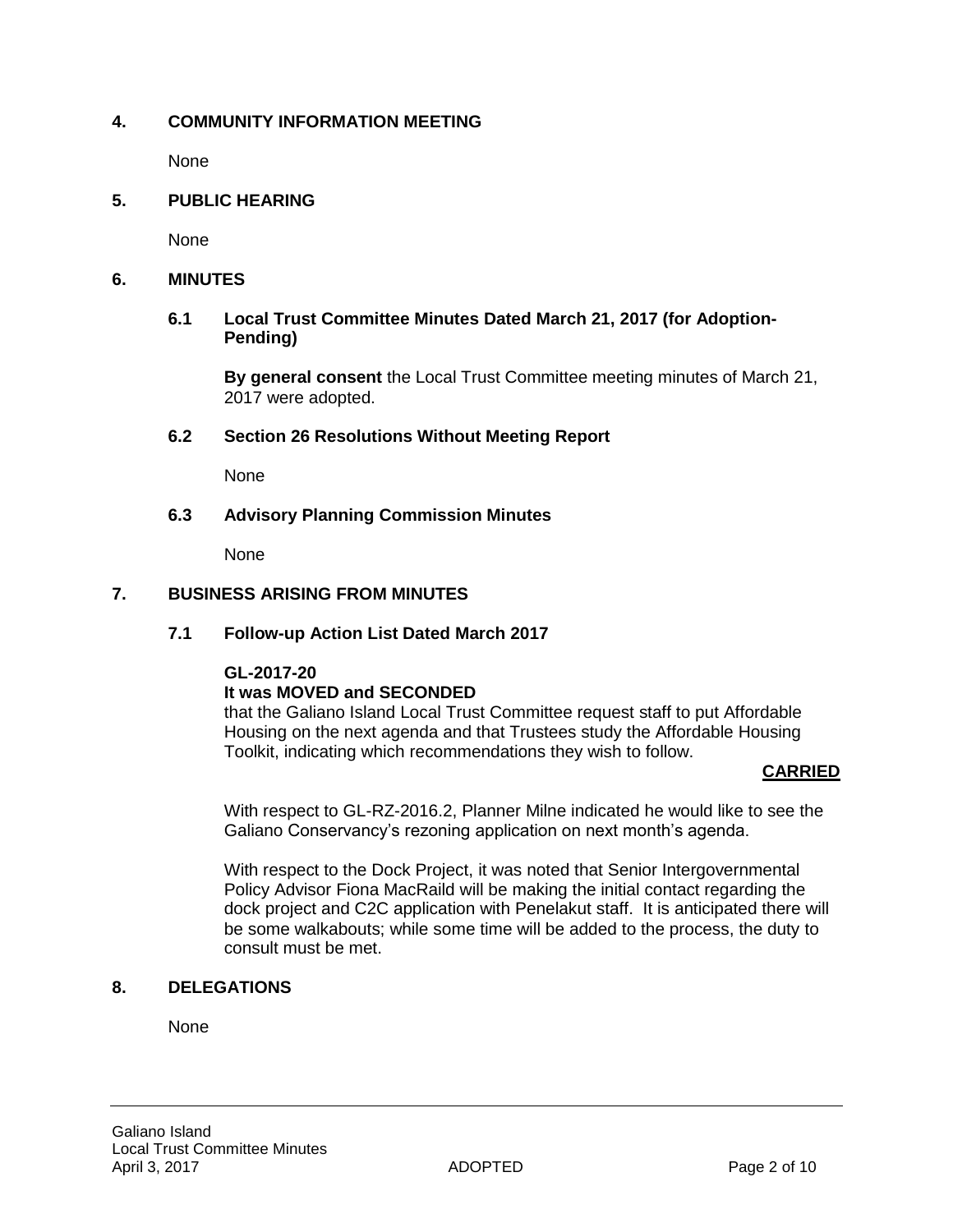## 4. COMMUNITY INFORMATION MEETING

None

## 5. PUBLIC HEARING

None

## 6. MINUTES

### 6.1 Local Trust Committee Minutes Dated March 21, 2017 (for Adoption-Pending)

**By general consent** the Local Trust Committee meeting minutes of March 21, 2017 were adopted.

### 6.2 Section 26 Resolutions Without Meeting Report

None

### 6.3 Advisory Planning Commission Minutes

None

## 7. BUSINESS ARISING FROM MINUTES

### 7.1 Follow-up Action List Dated March 2017

**GL-2017-20**
**It was MOVED and SECONDED**
that the Galiano Island Local Trust Committee request staff to put Affordable Housing on the next agenda and that Trustees study the Affordable Housing Toolkit, indicating which recommendations they wish to follow.

**CARRIED**

With respect to GL-RZ-2016.2, Planner Milne indicated he would like to see the Galiano Conservancy's rezoning application on next month's agenda.

With respect to the Dock Project, it was noted that Senior Intergovernmental Policy Advisor Fiona MacRaild will be making the initial contact regarding the dock project and C2C application with Penelakut staff. It is anticipated there will be some walkabouts; while some time will be added to the process, the duty to consult must be met.

## 8. DELEGATIONS

None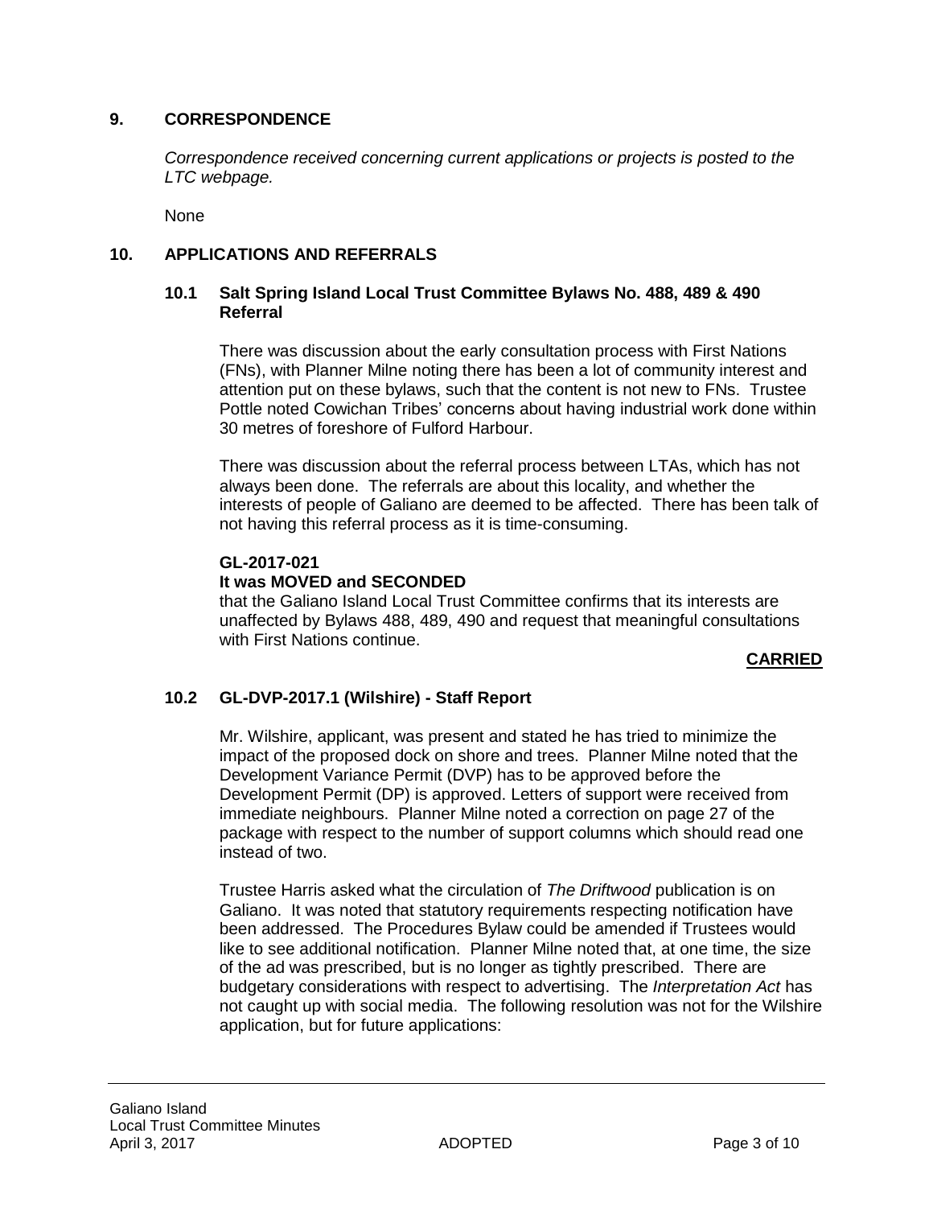## 9. CORRESPONDENCE

*Correspondence received concerning current applications or projects is posted to the LTC webpage.*

None

## 10. APPLICATIONS AND REFERRALS

### 10.1 Salt Spring Island Local Trust Committee Bylaws No. 488, 489 & 490 Referral

There was discussion about the early consultation process with First Nations (FNs), with Planner Milne noting there has been a lot of community interest and attention put on these bylaws, such that the content is not new to FNs. Trustee Pottle noted Cowichan Tribes' concerns about having industrial work done within 30 metres of foreshore of Fulford Harbour.

There was discussion about the referral process between LTAs, which has not always been done. The referrals are about this locality, and whether the interests of people of Galiano are deemed to be affected. There has been talk of not having this referral process as it is time-consuming.

**GL-2017-021**
**It was MOVED and SECONDED**
that the Galiano Island Local Trust Committee confirms that its interests are unaffected by Bylaws 488, 489, 490 and request that meaningful consultations with First Nations continue.

**CARRIED**

### 10.2 GL-DVP-2017.1 (Wilshire) - Staff Report

Mr. Wilshire, applicant, was present and stated he has tried to minimize the impact of the proposed dock on shore and trees. Planner Milne noted that the Development Variance Permit (DVP) has to be approved before the Development Permit (DP) is approved. Letters of support were received from immediate neighbours. Planner Milne noted a correction on page 27 of the package with respect to the number of support columns which should read one instead of two.

Trustee Harris asked what the circulation of *The Driftwood* publication is on Galiano. It was noted that statutory requirements respecting notification have been addressed. The Procedures Bylaw could be amended if Trustees would like to see additional notification. Planner Milne noted that, at one time, the size of the ad was prescribed, but is no longer as tightly prescribed. There are budgetary considerations with respect to advertising. The *Interpretation Act* has not caught up with social media. The following resolution was not for the Wilshire application, but for future applications: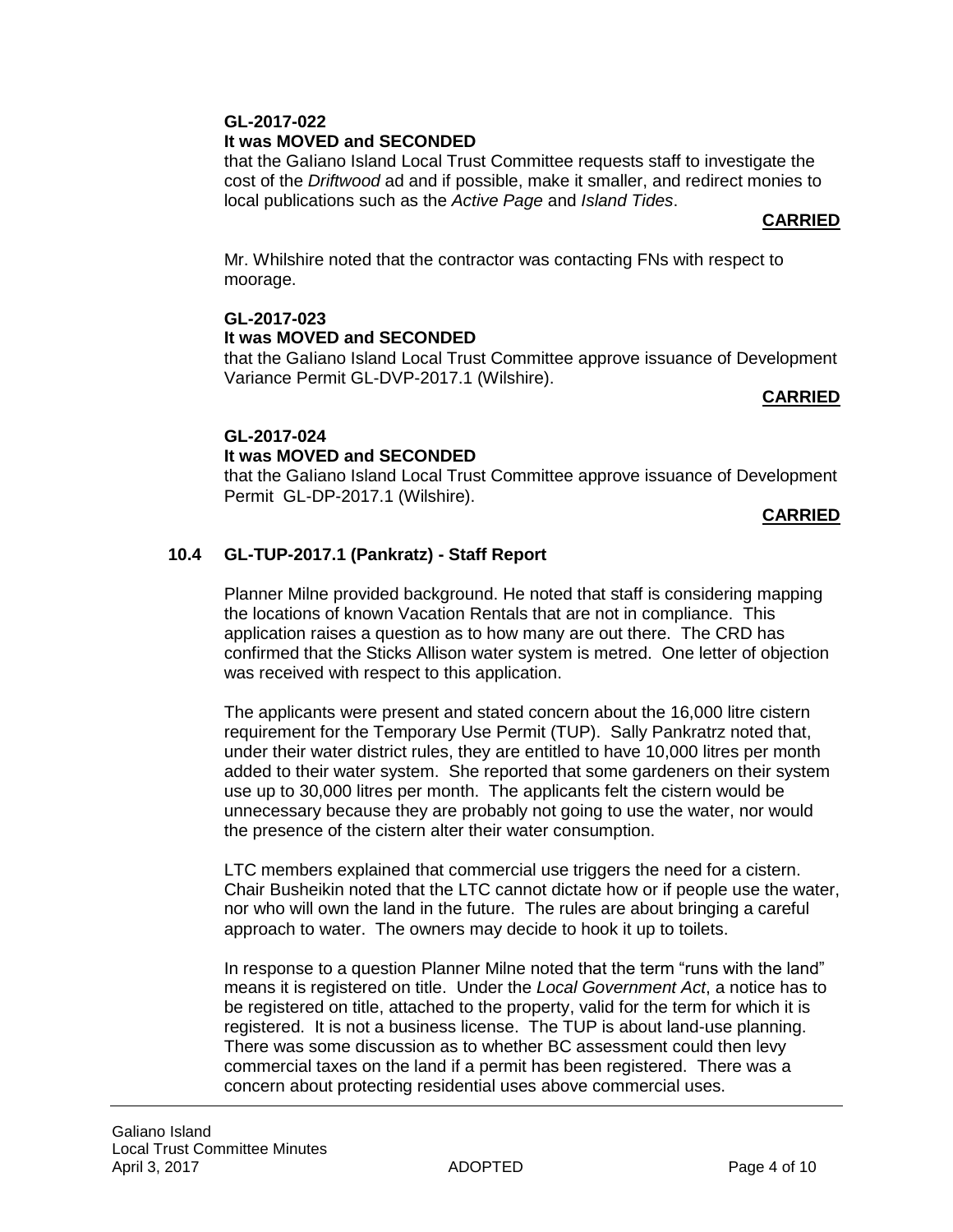**GL-2017-022**
**It was MOVED and SECONDED**
that the Galiano Island Local Trust Committee requests staff to investigate the cost of the *Driftwood* ad and if possible, make it smaller, and redirect monies to local publications such as the *Active Page* and *Island Tides*.

**CARRIED**

Mr. Whilshire noted that the contractor was contacting FNs with respect to moorage.

**GL-2017-023**
**It was MOVED and SECONDED**
that the Galiano Island Local Trust Committee approve issuance of Development Variance Permit GL-DVP-2017.1 (Wilshire).

**CARRIED**

**GL-2017-024**
**It was MOVED and SECONDED**
that the Galiano Island Local Trust Committee approve issuance of Development Permit GL-DP-2017.1 (Wilshire).

**CARRIED**

### 10.4 GL-TUP-2017.1 (Pankratz) - Staff Report

Planner Milne provided background. He noted that staff is considering mapping the locations of known Vacation Rentals that are not in compliance. This application raises a question as to how many are out there. The CRD has confirmed that the Sticks Allison water system is metred. One letter of objection was received with respect to this application.

The applicants were present and stated concern about the 16,000 litre cistern requirement for the Temporary Use Permit (TUP). Sally Pankratrz noted that, under their water district rules, they are entitled to have 10,000 litres per month added to their water system. She reported that some gardeners on their system use up to 30,000 litres per month. The applicants felt the cistern would be unnecessary because they are probably not going to use the water, nor would the presence of the cistern alter their water consumption.

LTC members explained that commercial use triggers the need for a cistern. Chair Busheikin noted that the LTC cannot dictate how or if people use the water, nor who will own the land in the future. The rules are about bringing a careful approach to water. The owners may decide to hook it up to toilets.

In response to a question Planner Milne noted that the term "runs with the land" means it is registered on title. Under the *Local Government Act*, a notice has to be registered on title, attached to the property, valid for the term for which it is registered. It is not a business license. The TUP is about land-use planning. There was some discussion as to whether BC assessment could then levy commercial taxes on the land if a permit has been registered. There was a concern about protecting residential uses above commercial uses.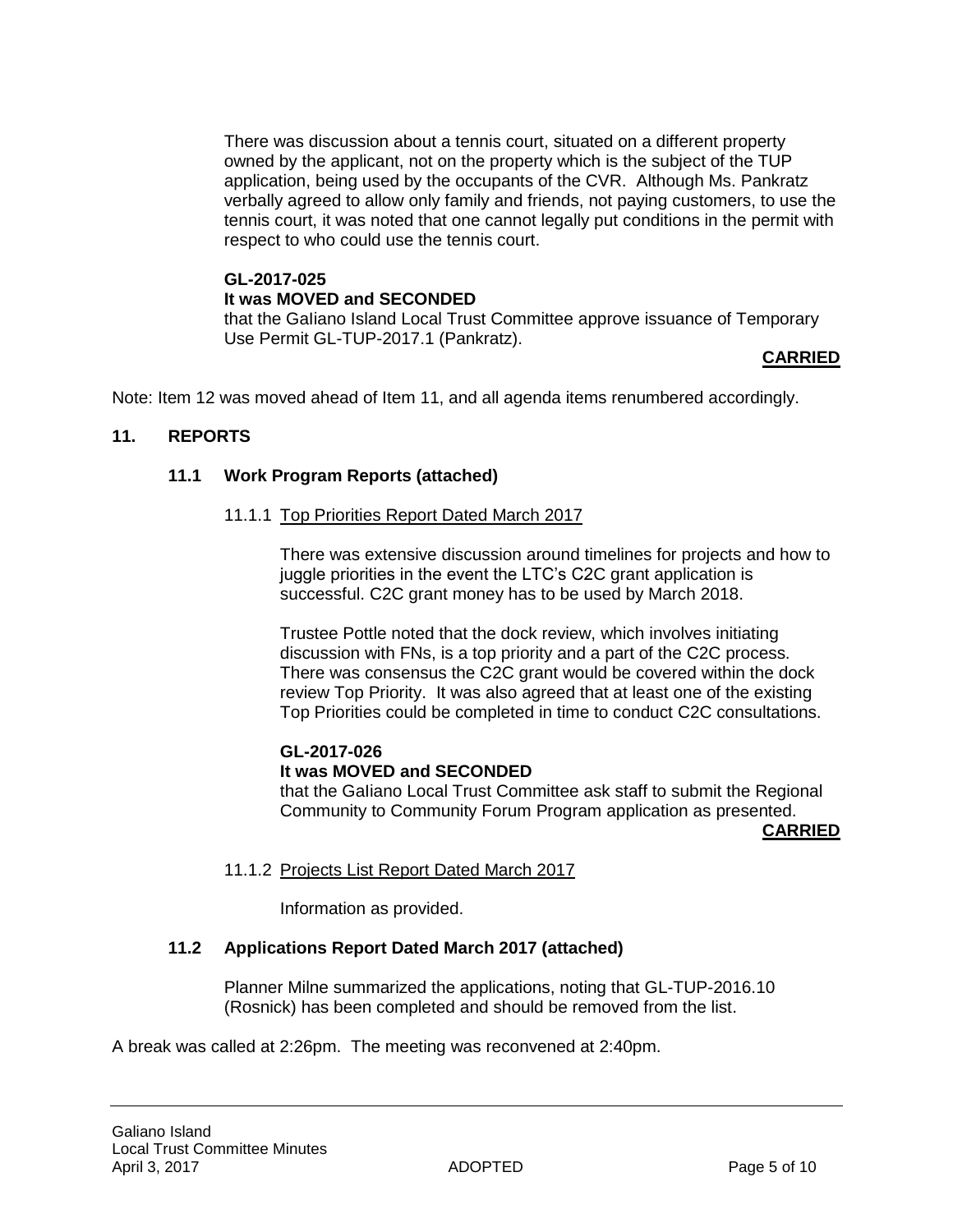There was discussion about a tennis court, situated on a different property owned by the applicant, not on the property which is the subject of the TUP application, being used by the occupants of the CVR. Although Ms. Pankratz verbally agreed to allow only family and friends, not paying customers, to use the tennis court, it was noted that one cannot legally put conditions in the permit with respect to who could use the tennis court.

**GL-2017-025**
**It was MOVED and SECONDED**
that the Galiano Island Local Trust Committee approve issuance of Temporary Use Permit GL-TUP-2017.1 (Pankratz).

**CARRIED**

Note: Item 12 was moved ahead of Item 11, and all agenda items renumbered accordingly.

## 11. REPORTS

### 11.1 Work Program Reports (attached)

#### 11.1.1 Top Priorities Report Dated March 2017

There was extensive discussion around timelines for projects and how to juggle priorities in the event the LTC's C2C grant application is successful. C2C grant money has to be used by March 2018.

Trustee Pottle noted that the dock review, which involves initiating discussion with FNs, is a top priority and a part of the C2C process. There was consensus the C2C grant would be covered within the dock review Top Priority. It was also agreed that at least one of the existing Top Priorities could be completed in time to conduct C2C consultations.

**GL-2017-026**
**It was MOVED and SECONDED**
that the Galiano Local Trust Committee ask staff to submit the Regional Community to Community Forum Program application as presented.

**CARRIED**

#### 11.1.2 Projects List Report Dated March 2017

Information as provided.

### 11.2 Applications Report Dated March 2017 (attached)

Planner Milne summarized the applications, noting that GL-TUP-2016.10 (Rosnick) has been completed and should be removed from the list.

A break was called at 2:26pm. The meeting was reconvened at 2:40pm.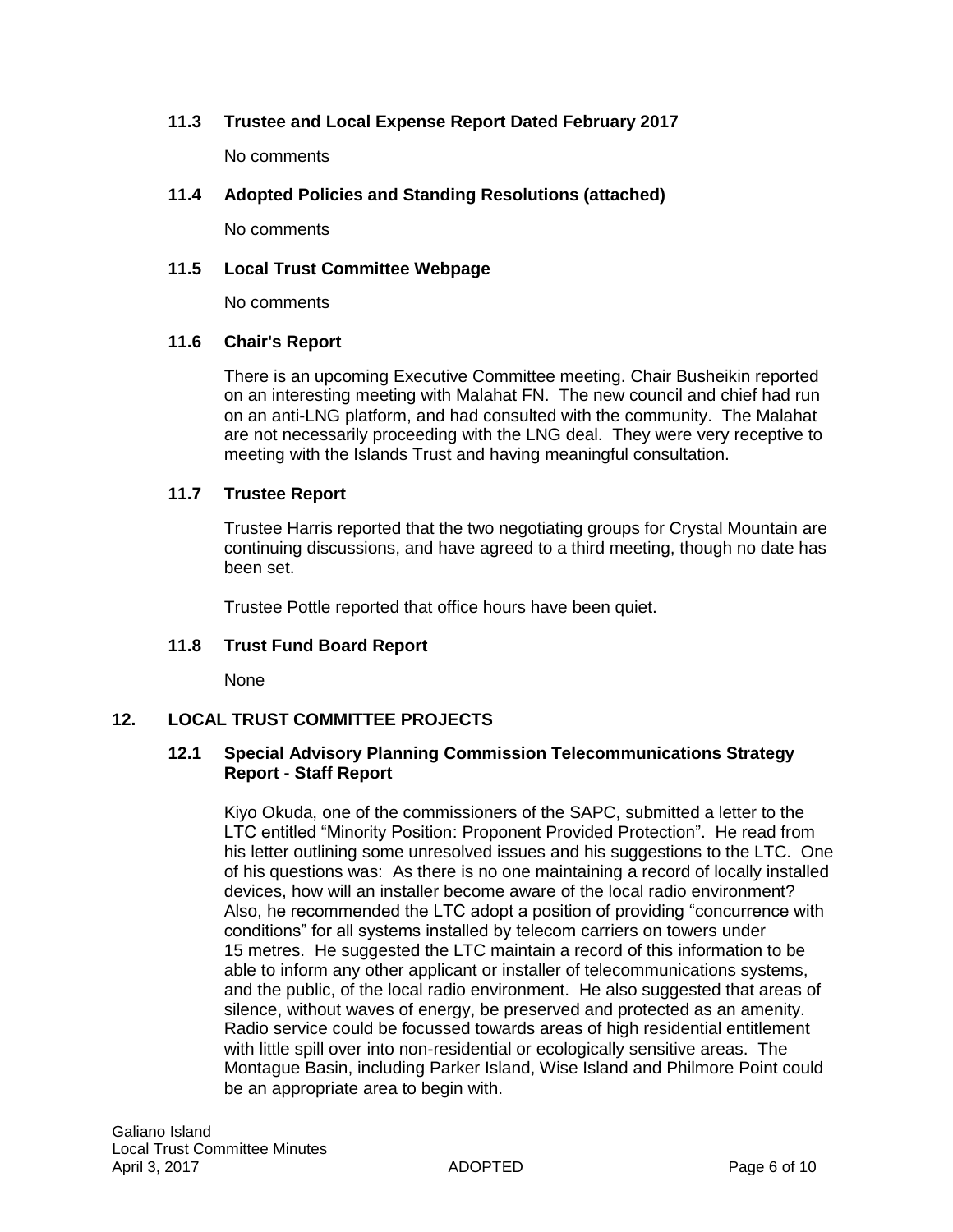### 11.3 Trustee and Local Expense Report Dated February 2017

No comments

### 11.4 Adopted Policies and Standing Resolutions (attached)

No comments

### 11.5 Local Trust Committee Webpage

No comments

### 11.6 Chair's Report

There is an upcoming Executive Committee meeting. Chair Busheikin reported on an interesting meeting with Malahat FN. The new council and chief had run on an anti-LNG platform, and had consulted with the community. The Malahat are not necessarily proceeding with the LNG deal. They were very receptive to meeting with the Islands Trust and having meaningful consultation.

### 11.7 Trustee Report

Trustee Harris reported that the two negotiating groups for Crystal Mountain are continuing discussions, and have agreed to a third meeting, though no date has been set.

Trustee Pottle reported that office hours have been quiet.

### 11.8 Trust Fund Board Report

None

## 12. LOCAL TRUST COMMITTEE PROJECTS

### 12.1 Special Advisory Planning Commission Telecommunications Strategy Report - Staff Report

Kiyo Okuda, one of the commissioners of the SAPC, submitted a letter to the LTC entitled "Minority Position: Proponent Provided Protection". He read from his letter outlining some unresolved issues and his suggestions to the LTC. One of his questions was: As there is no one maintaining a record of locally installed devices, how will an installer become aware of the local radio environment? Also, he recommended the LTC adopt a position of providing "concurrence with conditions" for all systems installed by telecom carriers on towers under 15 metres. He suggested the LTC maintain a record of this information to be able to inform any other applicant or installer of telecommunications systems, and the public, of the local radio environment. He also suggested that areas of silence, without waves of energy, be preserved and protected as an amenity. Radio service could be focussed towards areas of high residential entitlement with little spill over into non-residential or ecologically sensitive areas. The Montague Basin, including Parker Island, Wise Island and Philmore Point could be an appropriate area to begin with.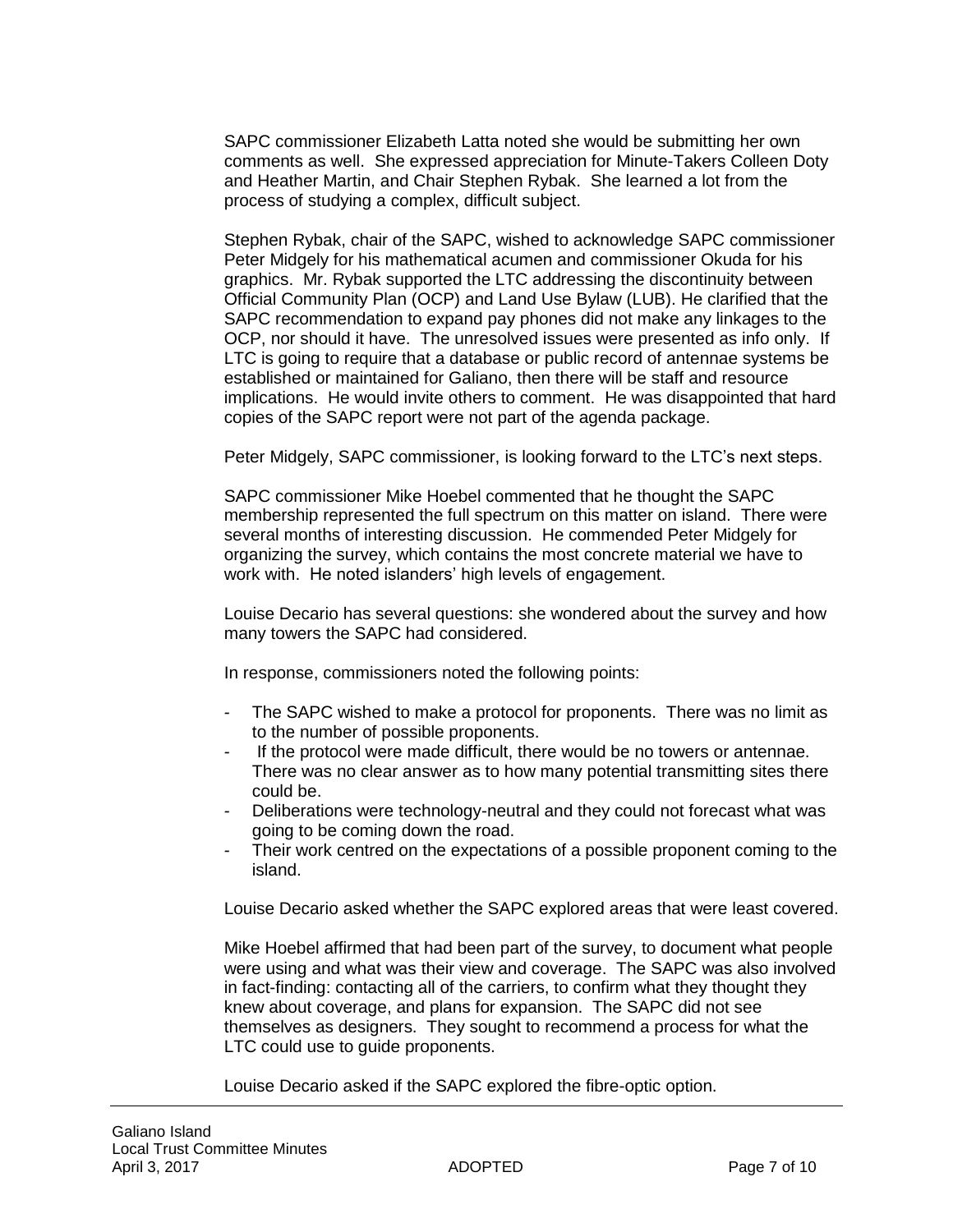SAPC commissioner Elizabeth Latta noted she would be submitting her own comments as well. She expressed appreciation for Minute-Takers Colleen Doty and Heather Martin, and Chair Stephen Rybak. She learned a lot from the process of studying a complex, difficult subject.

Stephen Rybak, chair of the SAPC, wished to acknowledge SAPC commissioner Peter Midgely for his mathematical acumen and commissioner Okuda for his graphics. Mr. Rybak supported the LTC addressing the discontinuity between Official Community Plan (OCP) and Land Use Bylaw (LUB). He clarified that the SAPC recommendation to expand pay phones did not make any linkages to the OCP, nor should it have. The unresolved issues were presented as info only. If LTC is going to require that a database or public record of antennae systems be established or maintained for Galiano, then there will be staff and resource implications. He would invite others to comment. He was disappointed that hard copies of the SAPC report were not part of the agenda package.

Peter Midgely, SAPC commissioner, is looking forward to the LTC's next steps.

SAPC commissioner Mike Hoebel commented that he thought the SAPC membership represented the full spectrum on this matter on island. There were several months of interesting discussion. He commended Peter Midgely for organizing the survey, which contains the most concrete material we have to work with. He noted islanders' high levels of engagement.

Louise Decario has several questions: she wondered about the survey and how many towers the SAPC had considered.

In response, commissioners noted the following points:

- The SAPC wished to make a protocol for proponents. There was no limit as to the number of possible proponents.
- If the protocol were made difficult, there would be no towers or antennae. There was no clear answer as to how many potential transmitting sites there could be.
- Deliberations were technology-neutral and they could not forecast what was going to be coming down the road.
- Their work centred on the expectations of a possible proponent coming to the island.

Louise Decario asked whether the SAPC explored areas that were least covered.

Mike Hoebel affirmed that had been part of the survey, to document what people were using and what was their view and coverage. The SAPC was also involved in fact-finding: contacting all of the carriers, to confirm what they thought they knew about coverage, and plans for expansion. The SAPC did not see themselves as designers. They sought to recommend a process for what the LTC could use to guide proponents.

Louise Decario asked if the SAPC explored the fibre-optic option.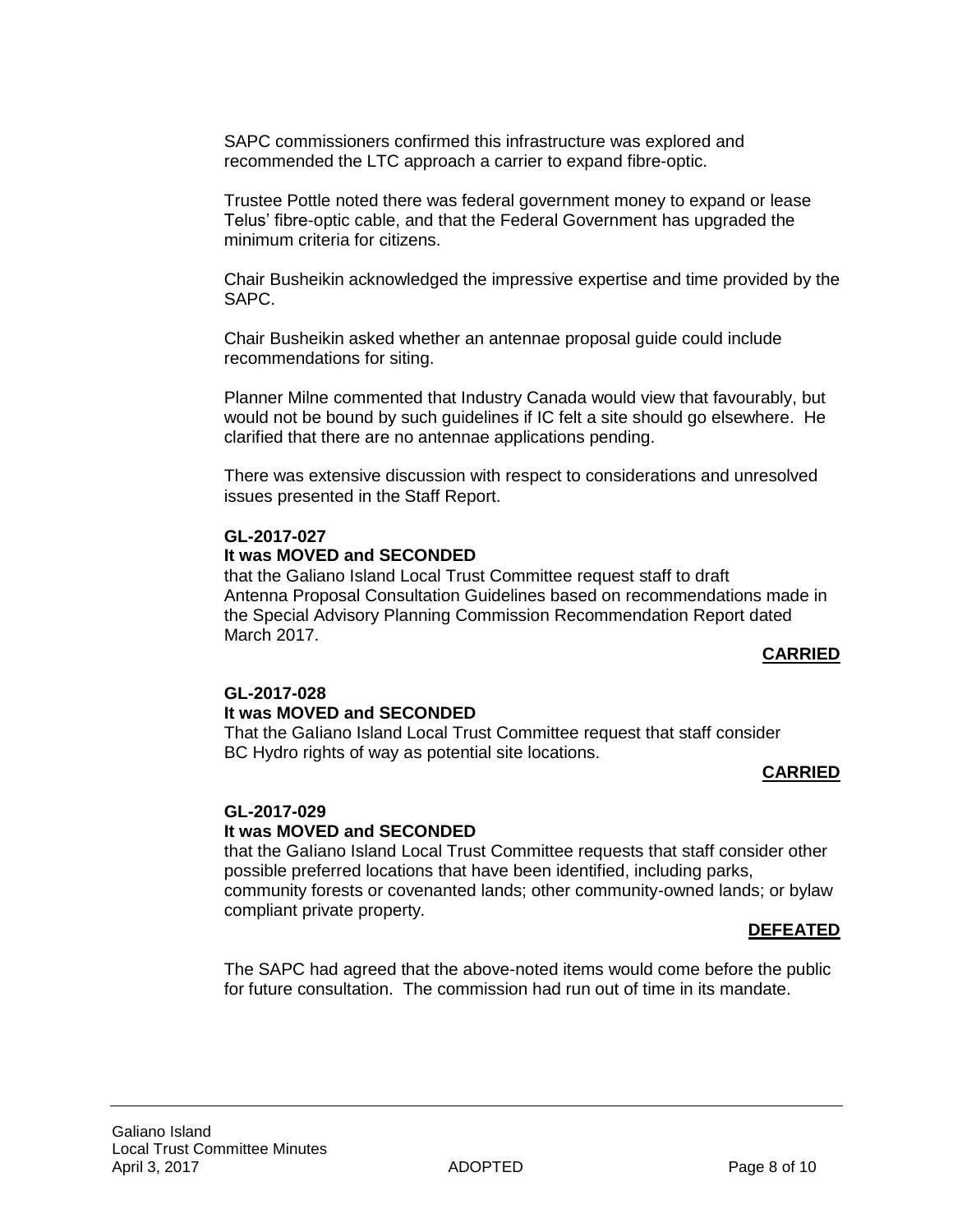SAPC commissioners confirmed this infrastructure was explored and recommended the LTC approach a carrier to expand fibre-optic.

Trustee Pottle noted there was federal government money to expand or lease Telus' fibre-optic cable, and that the Federal Government has upgraded the minimum criteria for citizens.

Chair Busheikin acknowledged the impressive expertise and time provided by the SAPC.

Chair Busheikin asked whether an antennae proposal guide could include recommendations for siting.

Planner Milne commented that Industry Canada would view that favourably, but would not be bound by such guidelines if IC felt a site should go elsewhere. He clarified that there are no antennae applications pending.

There was extensive discussion with respect to considerations and unresolved issues presented in the Staff Report.

**GL-2017-027**
**It was MOVED and SECONDED**
that the Galiano Island Local Trust Committee request staff to draft Antenna Proposal Consultation Guidelines based on recommendations made in the Special Advisory Planning Commission Recommendation Report dated March 2017.

**CARRIED**

**GL-2017-028**
**It was MOVED and SECONDED**
That the Galiano Island Local Trust Committee request that staff consider BC Hydro rights of way as potential site locations.

**CARRIED**

**GL-2017-029**
**It was MOVED and SECONDED**
that the Galiano Island Local Trust Committee requests that staff consider other possible preferred locations that have been identified, including parks, community forests or covenanted lands; other community-owned lands; or bylaw compliant private property.

**DEFEATED**

The SAPC had agreed that the above-noted items would come before the public for future consultation. The commission had run out of time in its mandate.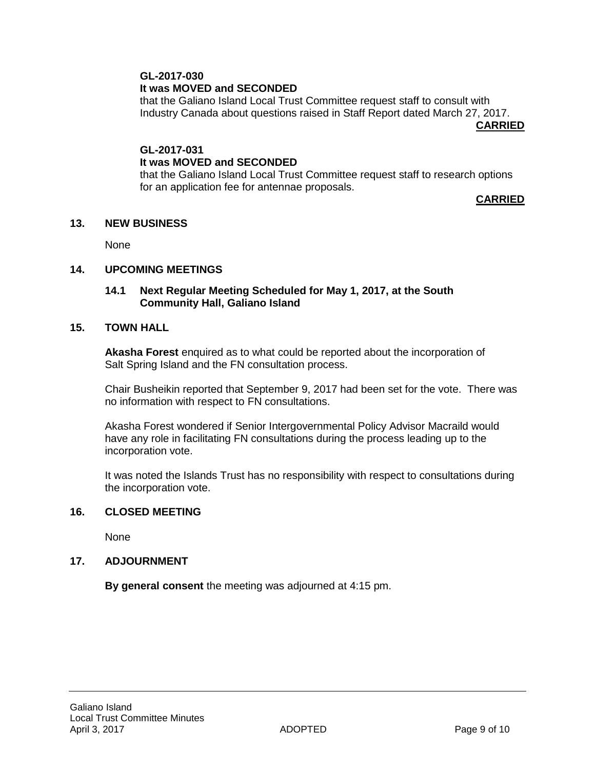**GL-2017-030**
**It was MOVED and SECONDED**
that the Galiano Island Local Trust Committee request staff to consult with Industry Canada about questions raised in Staff Report dated March 27, 2017.

**CARRIED**

**GL-2017-031**
**It was MOVED and SECONDED**
that the Galiano Island Local Trust Committee request staff to research options for an application fee for antennae proposals.

**CARRIED**

## 13. NEW BUSINESS

None

## 14. UPCOMING MEETINGS

### 14.1 Next Regular Meeting Scheduled for May 1, 2017, at the South Community Hall, Galiano Island

## 15. TOWN HALL

**Akasha Forest** enquired as to what could be reported about the incorporation of Salt Spring Island and the FN consultation process.

Chair Busheikin reported that September 9, 2017 had been set for the vote. There was no information with respect to FN consultations.

Akasha Forest wondered if Senior Intergovernmental Policy Advisor Macraild would have any role in facilitating FN consultations during the process leading up to the incorporation vote.

It was noted the Islands Trust has no responsibility with respect to consultations during the incorporation vote.

## 16. CLOSED MEETING

None

## 17. ADJOURNMENT

**By general consent** the meeting was adjourned at 4:15 pm.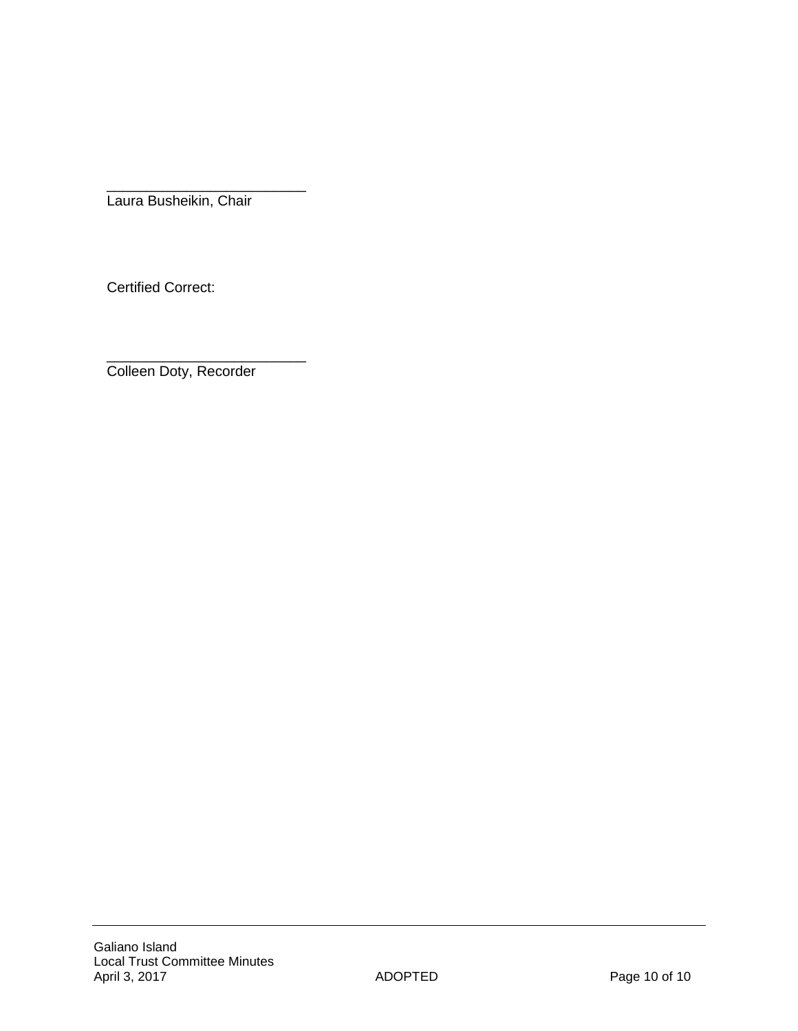\_\_\_\_\_\_\_\_\_\_\_\_\_\_\_\_\_\_\_\_\_\_\_\_\_

Laura Busheikin, Chair

Certified Correct:

\_\_\_\_\_\_\_\_\_\_\_\_\_\_\_\_\_\_\_\_\_\_\_\_\_

Colleen Doty, Recorder